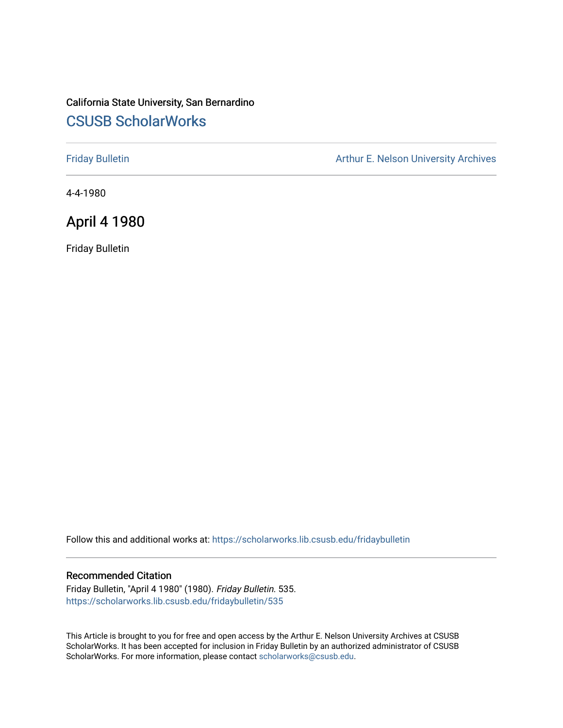California State University, San Bernardino

# CSUSB ScholarWorks

Friday Bulletin

Arthur E. Nelson University Archives

4-4-1980

## April 4 1980

Friday Bulletin

Follow this and additional works at: https://scholarworks.lib.csusb.edu/fridaybulletin

### Recommended Citation

Friday Bulletin, "April 4 1980" (1980). *Friday Bulletin*. 535.
https://scholarworks.lib.csusb.edu/fridaybulletin/535

This Article is brought to you for free and open access by the Arthur E. Nelson University Archives at CSUSB ScholarWorks. It has been accepted for inclusion in Friday Bulletin by an authorized administrator of CSUSB ScholarWorks. For more information, please contact scholarworks@csusb.edu.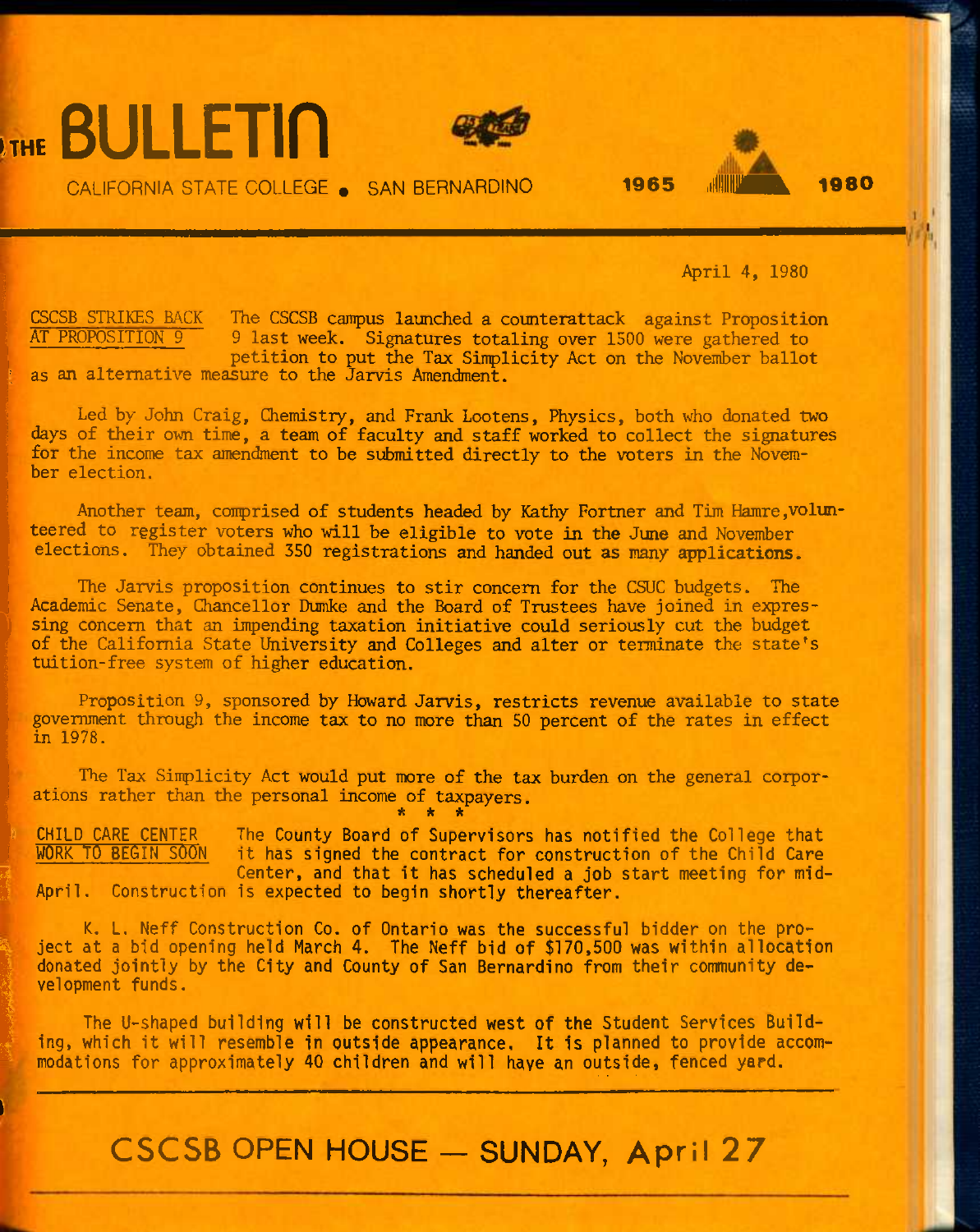# THE BULLETIN

CALIFORNIA STATE COLLEGE • SAN BERNARDINO

1965 — 1980

April 4, 1980

**CSCSB STRIKES BACK AT PROPOSITION 9** The CSCSB campus launched a counterattack against Proposition 9 last week. Signatures totaling over 1500 were gathered to petition to put the Tax Simplicity Act on the November ballot as an alternative measure to the Jarvis Amendment.

Led by John Craig, Chemistry, and Frank Lootens, Physics, both who donated two days of their own time, a team of faculty and staff worked to collect the signatures for the income tax amendment to be submitted directly to the voters in the November election.

Another team, comprised of students headed by Kathy Fortner and Tim Hamre, volunteered to register voters who will be eligible to vote in the June and November elections. They obtained 350 registrations and handed out as many applications.

The Jarvis proposition continues to stir concern for the CSUC budgets. The Academic Senate, Chancellor Dumke and the Board of Trustees have joined in expressing concern that an impending taxation initiative could seriously cut the budget of the California State University and Colleges and alter or terminate the state's tuition-free system of higher education.

Proposition 9, sponsored by Howard Jarvis, restricts revenue available to state government through the income tax to no more than 50 percent of the rates in effect in 1978.

The Tax Simplicity Act would put more of the tax burden on the general corporations rather than the personal income of taxpayers.

\* \* \*

**CHILD CARE CENTER WORK TO BEGIN SOON** The County Board of Supervisors has notified the College that it has signed the contract for construction of the Child Care Center, and that it has scheduled a job start meeting for mid-April. Construction is expected to begin shortly thereafter.

K. L. Neff Construction Co. of Ontario was the successful bidder on the project at a bid opening held March 4. The Neff bid of $170,500 was within allocation donated jointly by the City and County of San Bernardino from their community development funds.

The U-shaped building will be constructed west of the Student Services Building, which it will resemble in outside appearance. It is planned to provide accommodations for approximately 40 children and will have an outside, fenced yard.

## CSCSB OPEN HOUSE — SUNDAY, April 27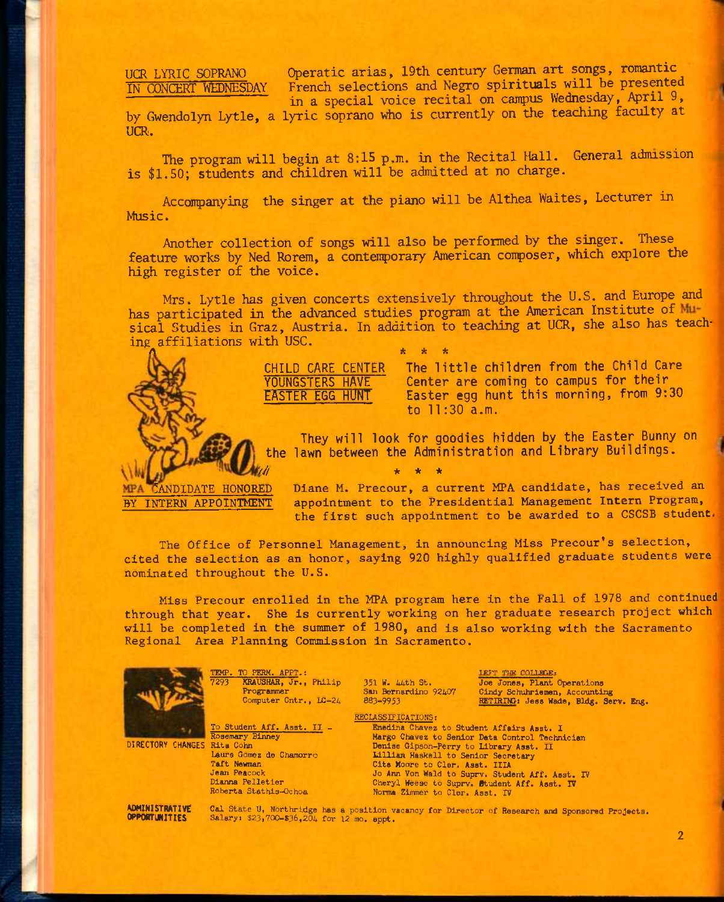**UCR LYRIC SOPRANO IN CONCERT WEDNESDAY**

Operatic arias, 19th century German art songs, romantic French selections and Negro spirituals will be presented in a special voice recital on campus Wednesday, April 9, by Gwendolyn Lytle, a lyric soprano who is currently on the teaching faculty at UCR.

The program will begin at 8:15 p.m. in the Recital Hall. General admission is $1.50; students and children will be admitted at no charge.

Accompanying the singer at the piano will be Althea Waites, Lecturer in Music.

Another collection of songs will also be performed by the singer. These feature works by Ned Rorem, a contemporary American composer, which explore the high register of the voice.

Mrs. Lytle has given concerts extensively throughout the U.S. and Europe and has participated in the advanced studies program at the American Institute of Musical Studies in Graz, Austria. In addition to teaching at UCR, she also has teaching affiliations with USC.

\* \* \*

**CHILD CARE CENTER YOUNGSTERS HAVE EASTER EGG HUNT**

The little children from the Child Care Center are coming to campus for their Easter egg hunt this morning, from 9:30 to 11:30 a.m.

They will look for goodies hidden by the Easter Bunny on the lawn between the Administration and Library Buildings.

\* \* \*

**MPA CANDIDATE HONORED BY INTERN APPOINTMENT**

Diane M. Precour, a current MPA candidate, has received an appointment to the Presidential Management Intern Program, the first such appointment to be awarded to a CSCSB student.

The Office of Personnel Management, in announcing Miss Precour's selection, cited the selection as an honor, saying 920 highly qualified graduate students were nominated throughout the U.S.

Miss Precour enrolled in the MPA program here in the Fall of 1978 and continued through that year. She is currently working on her graduate research project which will be completed in the summer of 1980, and is also working with the Sacramento Regional Area Planning Commission in Sacramento.

**DIRECTORY CHANGES**

TEMP. TO PERM. APPT.:
7293 KRAUSHAR, Jr., Philip — Programmer, Computer Cntr., LC-24 — 351 W. 44th St., San Bernardino 92407 — 883-9953

LEFT THE COLLEGE:
Joe Jones, Plant Operations
Cindy Schuhriemen, Accounting
RETIRING: Jess Wade, Bldg. Serv. Eng.

To Student Aff. Asst. II –
Rosemary Binney
Rita Cohn
Laura Gomez de Chamorro
Taft Newman
Jean Peacock
Dianna Pelletier
Roberta Stathis-Ochoa

RECLASSIFICATIONS:
Enedina Chavez to Student Affairs Asst. I
Margo Chavez to Senior Data Control Technician
Denise Gipson-Perry to Library Asst. II
Lillian Haskell to Senior Secretary
Cita Moore to Cler. Asst. IIIA
Jo Ann Von Wald to Suprv. Student Aff. Asst. IV
Cheryl Weese to Suprv. Student Aff. Asst. IV
Norma Zimmer to Cler. Asst. IV

**ADMINISTRATIVE OPPORTUNITIES**

Cal State U, Northridge has a position vacancy for Director of Research and Sponsored Projects. Salary: $23,700-$36,204 for 12 mo. appt.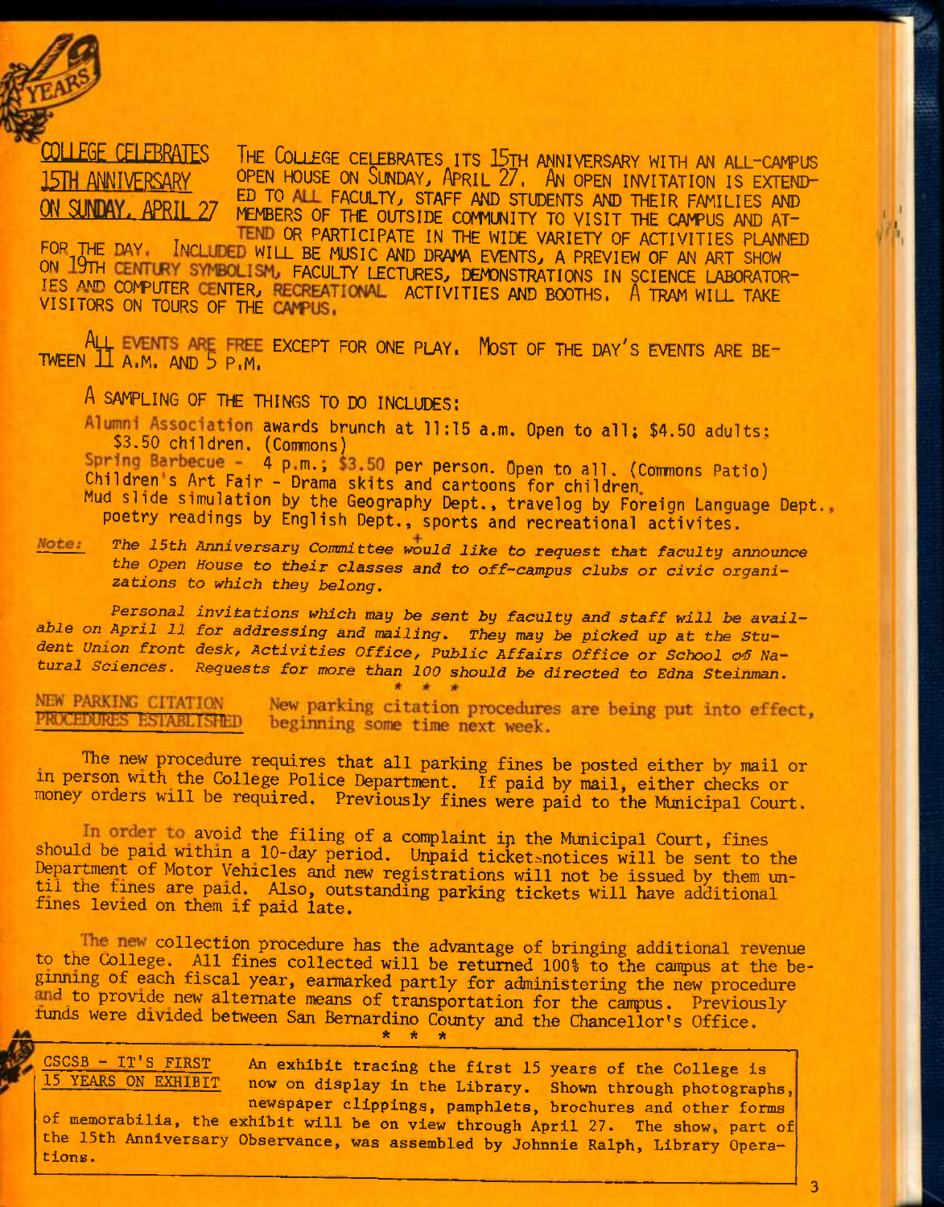## COLLEGE CELEBRATES 15TH ANNIVERSARY ON SUNDAY, APRIL 27

THE COLLEGE CELEBRATES ITS 15TH ANNIVERSARY WITH AN ALL-CAMPUS OPEN HOUSE ON SUNDAY, APRIL 27. AN OPEN INVITATION IS EXTENDED TO ALL FACULTY, STAFF AND STUDENTS AND THEIR FAMILIES AND MEMBERS OF THE OUTSIDE COMMUNITY TO VISIT THE CAMPUS AND ATTEND OR PARTICIPATE IN THE WIDE VARIETY OF ACTIVITIES PLANNED FOR THE DAY. INCLUDED WILL BE MUSIC AND DRAMA EVENTS, A PREVIEW OF AN ART SHOW ON 19TH CENTURY SYMBOLISM, FACULTY LECTURES, DEMONSTRATIONS IN SCIENCE LABORATORIES AND COMPUTER CENTER, RECREATIONAL ACTIVITIES AND BOOTHS. A TRAM WILL TAKE VISITORS ON TOURS OF THE CAMPUS.

ALL EVENTS ARE FREE EXCEPT FOR ONE PLAY. MOST OF THE DAY'S EVENTS ARE BETWEEN 11 A.M. AND 5 P.M.

A SAMPLING OF THE THINGS TO DO INCLUDES:

Alumni Association awards brunch at 11:15 a.m. Open to all; $4.50 adults: $3.50 children. (Commons)
Spring Barbecue - 4 p.m.; $3.50 per person. Open to all. (Commons Patio)
Children's Art Fair - Drama skits and cartoons for children.
Mud slide simulation by the Geography Dept., travelog by Foreign Language Dept., poetry readings by English Dept., sports and recreational activites.

Note: *The 15th Anniversary Committee would like to request that faculty announce the Open House to their classes and to off-campus clubs or civic organizations to which they belong.*

*Personal invitations which may be sent by faculty and staff will be available on April 11 for addressing and mailing. They may be picked up at the Student Union front desk, Activities Office, Public Affairs Office or School of Natural Sciences. Requests for more than 100 should be directed to Edna Steinman.*

\* \* \*

## NEW PARKING CITATION PROCEDURES ESTABLISHED

New parking citation procedures are being put into effect, beginning some time next week.

The new procedure requires that all parking fines be posted either by mail or in person with the College Police Department. If paid by mail, either checks or money orders will be required. Previously fines were paid to the Municipal Court.

In order to avoid the filing of a complaint in the Municipal Court, fines should be paid within a 10-day period. Unpaid ticket notices will be sent to the Department of Motor Vehicles and new registrations will not be issued by them until the fines are paid. Also, outstanding parking tickets will have additional fines levied on them if paid late.

The new collection procedure has the advantage of bringing additional revenue to the College. All fines collected will be returned 100% to the campus at the beginning of each fiscal year, earmarked partly for administering the new procedure and to provide new alternate means of transportation for the campus. Previously funds were divided between San Bernardino County and the Chancellor's Office.

\* \* \*

## CSCSB - IT'S FIRST 15 YEARS ON EXHIBIT

An exhibit tracing the first 15 years of the College is now on display in the Library. Shown through photographs, newspaper clippings, pamphlets, brochures and other forms of memorabilia, the exhibit will be on view through April 27. The show, part of the 15th Anniversary Observance, was assembled by Johnnie Ralph, Library Operations.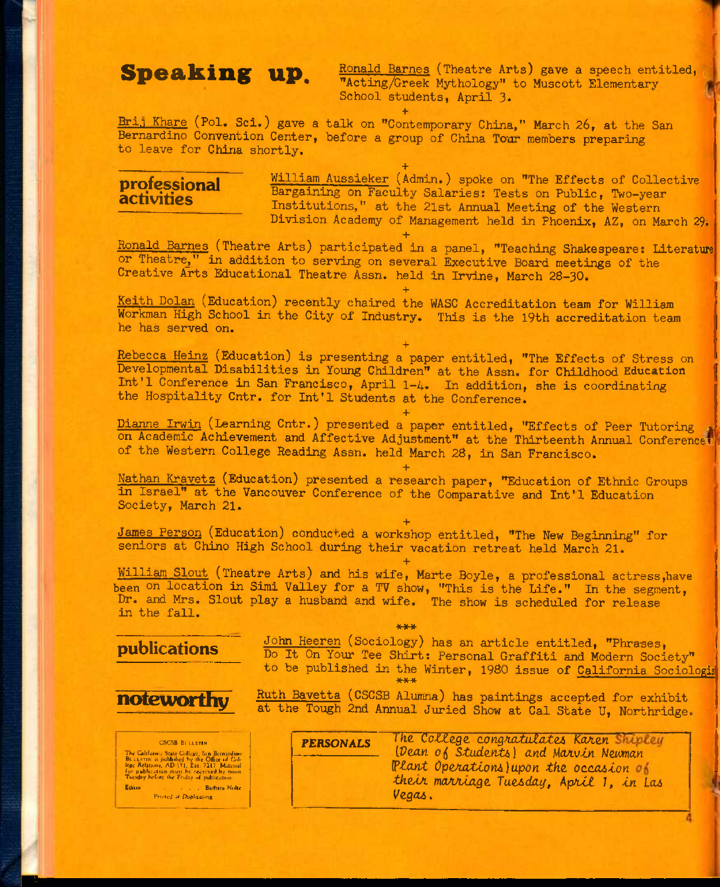# Speaking up.

Ronald Barnes (Theatre Arts) gave a speech entitled, "Acting/Greek Mythology" to Muscott Elementary School students, April 3.

+

Brij Khare (Pol. Sci.) gave a talk on "Contemporary China," March 26, at the San Bernardino Convention Center, before a group of China Tour members preparing to leave for China shortly.

+

## professional activities

William Aussieker (Admin.) spoke on "The Effects of Collective Bargaining on Faculty Salaries: Tests on Public, Two-year Institutions," at the 21st Annual Meeting of the Western Division Academy of Management held in Phoenix, AZ, on March 29.

+

Ronald Barnes (Theatre Arts) participated in a panel, "Teaching Shakespeare: Literature or Theatre," in addition to serving on several Executive Board meetings of the Creative Arts Educational Theatre Assn. held in Irvine, March 28-30.

+

Keith Dolan (Education) recently chaired the WASC Accreditation team for William Workman High School in the City of Industry. This is the 19th accreditation team he has served on.

+

Rebecca Heinz (Education) is presenting a paper entitled, "The Effects of Stress on Developmental Disabilities in Young Children" at the Assn. for Childhood Education Int'l Conference in San Francisco, April 1-4. In addition, she is coordinating the Hospitality Cntr. for Int'l Students at the Conference.

+

Dianne Irwin (Learning Cntr.) presented a paper entitled, "Effects of Peer Tutoring on Academic Achievement and Affective Adjustment" at the Thirteenth Annual Conference of the Western College Reading Assn. held March 28, in San Francisco.

+

Nathan Kravetz (Education) presented a research paper, "Education of Ethnic Groups in Israel" at the Vancouver Conference of the Comparative and Int'l Education Society, March 21.

+

James Person (Education) conducted a workshop entitled, "The New Beginning" for seniors at Chino High School during their vacation retreat held March 21.

+

William Slout (Theatre Arts) and his wife, Marte Boyle, a professional actress, have been on location in Simi Valley for a TV show, "This is the Life." In the segment, Dr. and Mrs. Slout play a husband and wife. The show is scheduled for release in the fall.

***

## publications

John Heeren (Sociology) has an article entitled, "Phrases, Do It On Your Tee Shirt: Personal Graffiti and Modern Society" to be published in the Winter, 1980 issue of California Sociologist.

***

## noteworthy

Ruth Bavetta (CSCSB Alumna) has paintings accepted for exhibit at the Tough 2nd Annual Juried Show at Cal State U, Northridge.

**PERSONALS**

*The College congratulates Karen Shipley (Dean of Students) and Marvin Newman (Plant Operations) upon the occasion of their marriage Tuesday, April 1, in Las Vegas.*

CSCSB BULLETIN

The California State College, San Bernardino BULLETIN is published by the Office of College Relations, AD-151, Ext. 7217. Material for publication must be received by noon Tuesday before the Friday of publication.

Editor . . . . . Barbara Nolte

Printed at Duplicating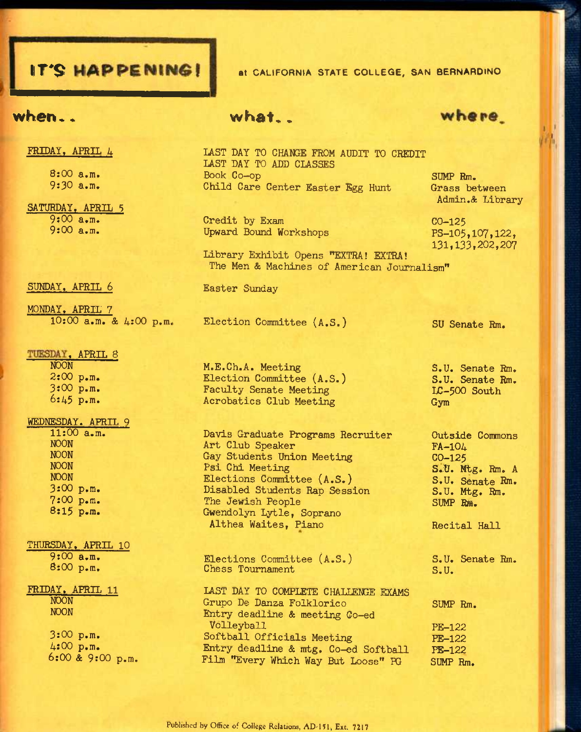# IT'S HAPPENING!

at CALIFORNIA STATE COLLEGE, SAN BERNARDINO

| when.. | what.. | where |
|---|---|---|
| FRIDAY, APRIL 4 | LAST DAY TO CHANGE FROM AUDIT TO CREDIT | |
| | LAST DAY TO ADD CLASSES | |
| 8:00 a.m. | Book Co-op | SUMP Rm. |
| 9:30 a.m. | Child Care Center Easter Egg Hunt | Grass between Admin.& Library |
| SATURDAY, APRIL 5 | | |
| 9:00 a.m. | Credit by Exam | CO-125 |
| 9:00 a.m. | Upward Bound Workshops | PS-105,107,122, 131,133,202,207 |
| | Library Exhibit Opens "EXTRA! EXTRA! The Men & Machines of American Journalism" | |
| SUNDAY, APRIL 6 | Easter Sunday | |
| MONDAY, APRIL 7 | | |
| 10:00 a.m. & 4:00 p.m. | Election Committee (A.S.) | SU Senate Rm. |
| TUESDAY, APRIL 8 | | |
| NOON | M.E.Ch.A. Meeting | S.U. Senate Rm. |
| 2:00 p.m. | Election Committee (A.S.) | S.U. Senate Rm. |
| 3:00 p.m. | Faculty Senate Meeting | LC-500 South |
| 6:45 p.m. | Acrobatics Club Meeting | Gym |
| WEDNESDAY, APRIL 9 | | |
| 11:00 a.m. | Davis Graduate Programs Recruiter | Outside Commons |
| NOON | Art Club Speaker | FA-104 |
| NOON | Gay Students Union Meeting | CO-125 |
| NOON | Psi Chi Meeting | S.U. Mtg. Rm. A |
| NOON | Elections Committee (A.S.) | S.U. Senate Rm. |
| 3:00 p.m. | Disabled Students Rap Session | S.U. Mtg. Rm. |
| 7:00 p.m. | The Jewish People | SUMP Rm. |
| 8:15 p.m. | Gwendolyn Lytle, Soprano Althea Waites, Piano | Recital Hall |
| THURSDAY, APRIL 10 | | |
| 9:00 a.m. | Elections Committee (A.S.) | S.U. Senate Rm. |
| 8:00 p.m. | Chess Tournament | S.U. |
| FRIDAY, APRIL 11 | LAST DAY TO COMPLETE CHALLENGE EXAMS | |
| NOON | Grupo De Danza Folklorico | SUMP Rm. |
| NOON | Entry deadline & meeting Co-ed Volleyball | PE-122 |
| 3:00 p.m. | Softball Officials Meeting | PE-122 |
| 4:00 p.m. | Entry deadline & mtg. Co-ed Softball | PE-122 |
| 6:00 & 9:00 p.m. | Film "Every Which Way But Loose" PG | SUMP Rm. |

Published by Office of College Relations, AD-151, Ext. 7217